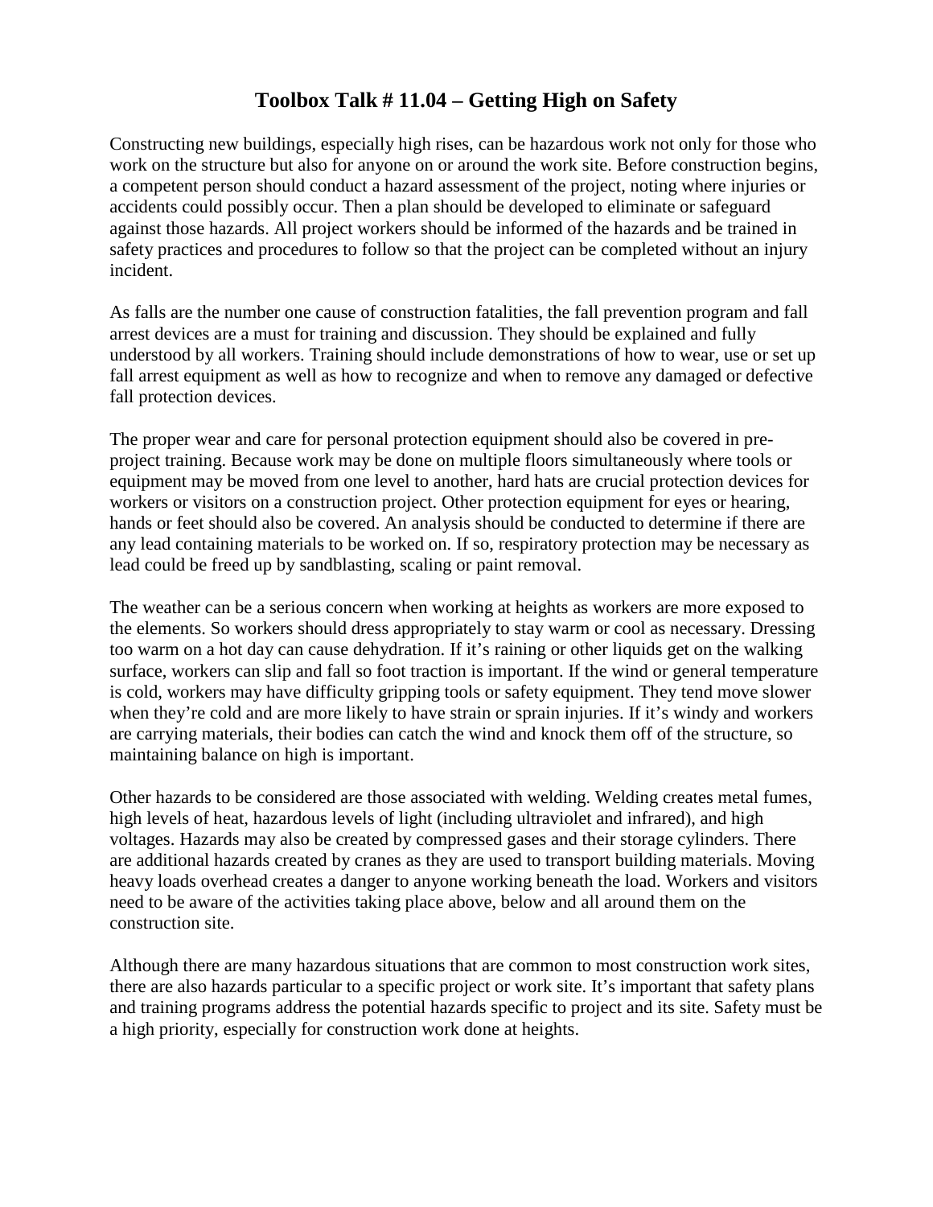# Toolbox Talk # 11.04 – Getting High on Safety

Constructing new buildings, especially high rises, can be hazardous work not only for those who work on the structure but also for anyone on or around the work site. Before construction begins, a competent person should conduct a hazard assessment of the project, noting where injuries or accidents could possibly occur. Then a plan should be developed to eliminate or safeguard against those hazards. All project workers should be informed of the hazards and be trained in safety practices and procedures to follow so that the project can be completed without an injury incident.

As falls are the number one cause of construction fatalities, the fall prevention program and fall arrest devices are a must for training and discussion. They should be explained and fully understood by all workers. Training should include demonstrations of how to wear, use or set up fall arrest equipment as well as how to recognize and when to remove any damaged or defective fall protection devices.

The proper wear and care for personal protection equipment should also be covered in pre-project training. Because work may be done on multiple floors simultaneously where tools or equipment may be moved from one level to another, hard hats are crucial protection devices for workers or visitors on a construction project. Other protection equipment for eyes or hearing, hands or feet should also be covered. An analysis should be conducted to determine if there are any lead containing materials to be worked on. If so, respiratory protection may be necessary as lead could be freed up by sandblasting, scaling or paint removal.

The weather can be a serious concern when working at heights as workers are more exposed to the elements. So workers should dress appropriately to stay warm or cool as necessary. Dressing too warm on a hot day can cause dehydration. If it's raining or other liquids get on the walking surface, workers can slip and fall so foot traction is important. If the wind or general temperature is cold, workers may have difficulty gripping tools or safety equipment. They tend move slower when they're cold and are more likely to have strain or sprain injuries. If it's windy and workers are carrying materials, their bodies can catch the wind and knock them off of the structure, so maintaining balance on high is important.

Other hazards to be considered are those associated with welding. Welding creates metal fumes, high levels of heat, hazardous levels of light (including ultraviolet and infrared), and high voltages. Hazards may also be created by compressed gases and their storage cylinders. There are additional hazards created by cranes as they are used to transport building materials. Moving heavy loads overhead creates a danger to anyone working beneath the load. Workers and visitors need to be aware of the activities taking place above, below and all around them on the construction site.

Although there are many hazardous situations that are common to most construction work sites, there are also hazards particular to a specific project or work site. It's important that safety plans and training programs address the potential hazards specific to project and its site. Safety must be a high priority, especially for construction work done at heights.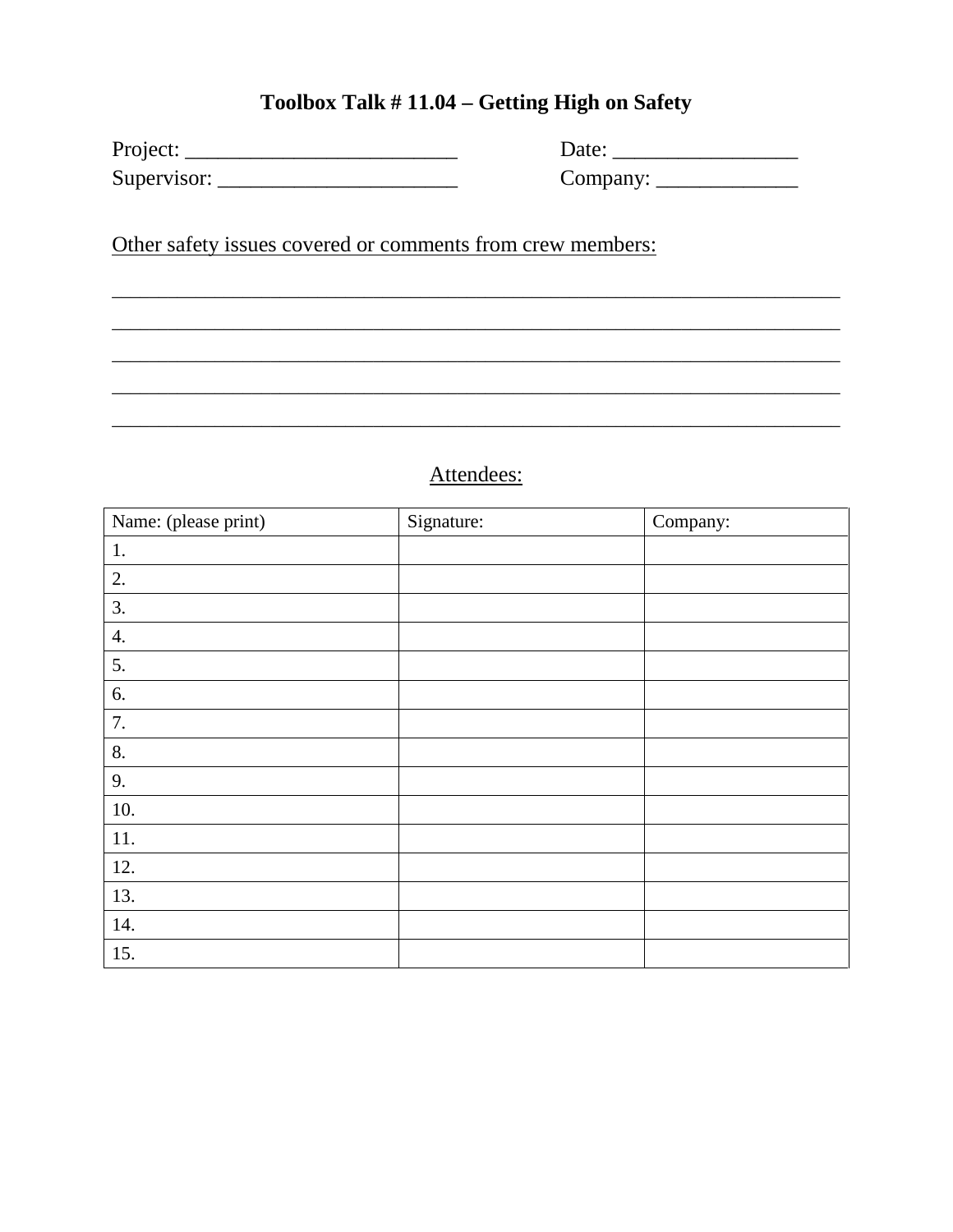# Toolbox Talk # 11.04 – Getting High on Safety

Project: _________________________ Date: _________________

Supervisor: ______________________ Company: _____________

Other safety issues covered or comments from crew members:

___________________________________________________________________________

___________________________________________________________________________

___________________________________________________________________________

___________________________________________________________________________

___________________________________________________________________________

## Attendees:

| Name: (please print) | Signature: | Company: |
|---|---|---|
| 1. | | |
| 2. | | |
| 3. | | |
| 4. | | |
| 5. | | |
| 6. | | |
| 7. | | |
| 8. | | |
| 9. | | |
| 10. | | |
| 11. | | |
| 12. | | |
| 13. | | |
| 14. | | |
| 15. | | |